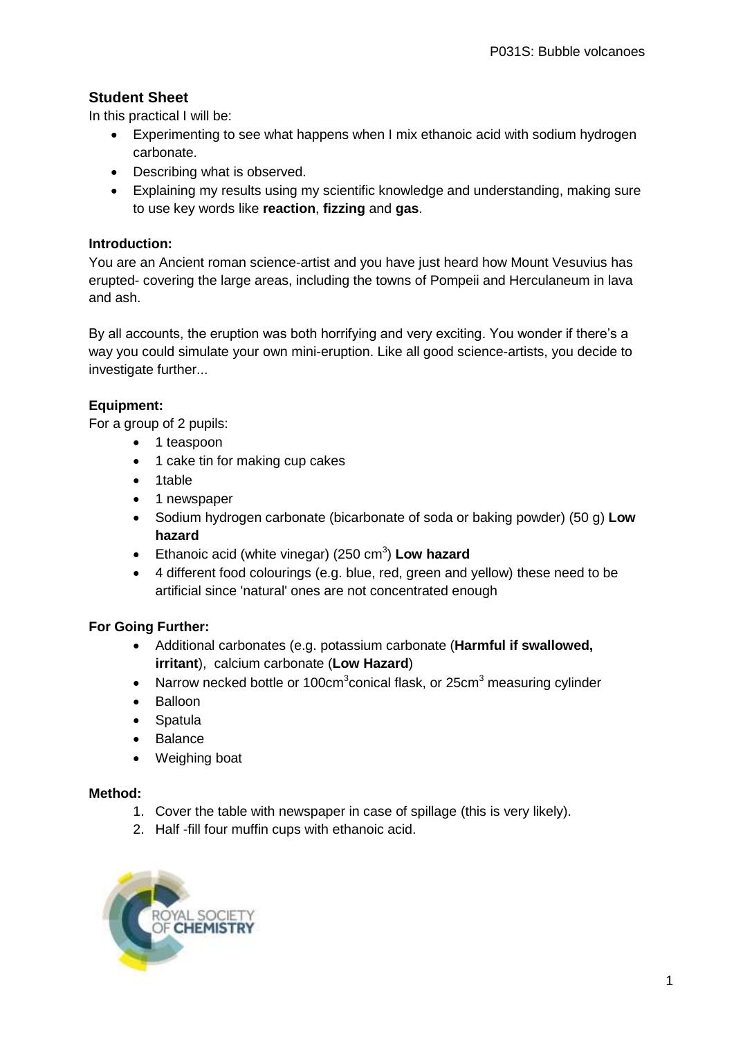## Student Sheet

In this practical I will be:

- Experimenting to see what happens when I mix ethanoic acid with sodium hydrogen carbonate.
- Describing what is observed.
- Explaining my results using my scientific knowledge and understanding, making sure to use key words like **reaction**, **fizzing** and **gas**.

**Introduction:**

You are an Ancient roman science-artist and you have just heard how Mount Vesuvius has erupted- covering the large areas, including the towns of Pompeii and Herculaneum in lava and ash.

By all accounts, the eruption was both horrifying and very exciting. You wonder if there's a way you could simulate your own mini-eruption. Like all good science-artists, you decide to investigate further...

**Equipment:**

For a group of 2 pupils:

- 1 teaspoon
- 1 cake tin for making cup cakes
- 1table
- 1 newspaper
- Sodium hydrogen carbonate (bicarbonate of soda or baking powder) (50 g) **Low hazard**
- Ethanoic acid (white vinegar) (250 $cm^3$) **Low hazard**
- 4 different food colourings (e.g. blue, red, green and yellow) these need to be artificial since 'natural' ones are not concentrated enough

**For Going Further:**

- Additional carbonates (e.g. potassium carbonate (**Harmful if swallowed, irritant**), calcium carbonate (**Low Hazard**)
- Narrow necked bottle or 100$cm^3$conical flask, or 25$cm^3$ measuring cylinder
- Balloon
- Spatula
- Balance
- Weighing boat

**Method:**

1. Cover the table with newspaper in case of spillage (this is very likely).
2. Half -fill four muffin cups with ethanoic acid.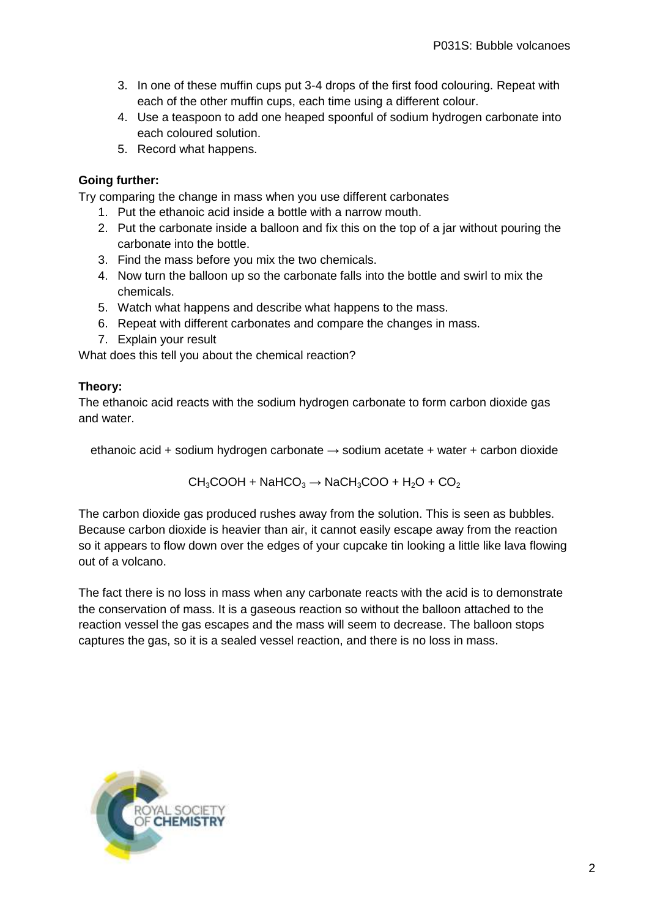3. In one of these muffin cups put 3-4 drops of the first food colouring. Repeat with each of the other muffin cups, each time using a different colour.
4. Use a teaspoon to add one heaped spoonful of sodium hydrogen carbonate into each coloured solution.
5. Record what happens.

**Going further:**

Try comparing the change in mass when you use different carbonates

1. Put the ethanoic acid inside a bottle with a narrow mouth.
2. Put the carbonate inside a balloon and fix this on the top of a jar without pouring the carbonate into the bottle.
3. Find the mass before you mix the two chemicals.
4. Now turn the balloon up so the carbonate falls into the bottle and swirl to mix the chemicals.
5. Watch what happens and describe what happens to the mass.
6. Repeat with different carbonates and compare the changes in mass.
7. Explain your result

What does this tell you about the chemical reaction?

**Theory:**

The ethanoic acid reacts with the sodium hydrogen carbonate to form carbon dioxide gas and water.

ethanoic acid + sodium hydrogen carbonate → sodium acetate + water + carbon dioxide

$$CH_3COOH + NaHCO_3 \rightarrow NaCH_3COO + H_2O + CO_2$$

The carbon dioxide gas produced rushes away from the solution. This is seen as bubbles. Because carbon dioxide is heavier than air, it cannot easily escape away from the reaction so it appears to flow down over the edges of your cupcake tin looking a little like lava flowing out of a volcano.

The fact there is no loss in mass when any carbonate reacts with the acid is to demonstrate the conservation of mass. It is a gaseous reaction so without the balloon attached to the reaction vessel the gas escapes and the mass will seem to decrease. The balloon stops captures the gas, so it is a sealed vessel reaction, and there is no loss in mass.